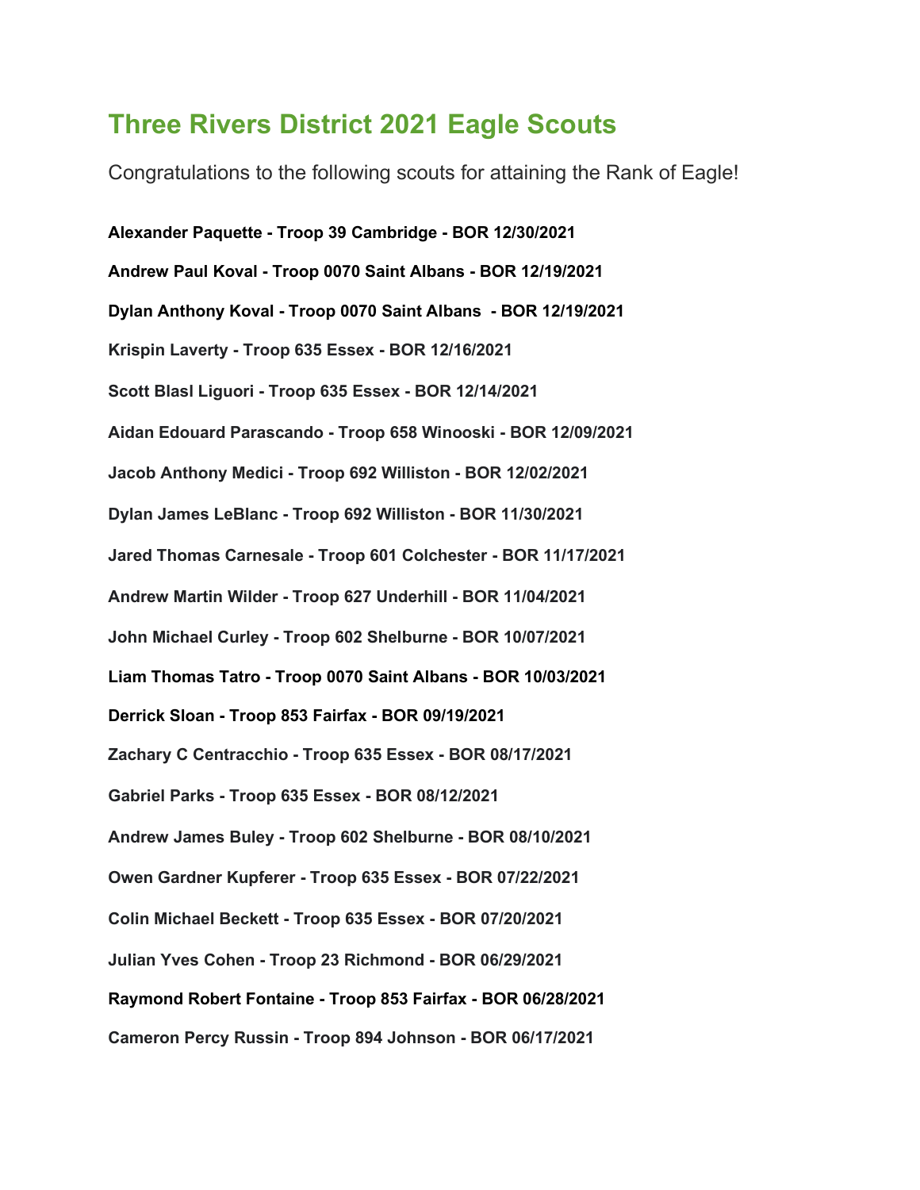# Three Rivers District 2021 Eagle Scouts

Congratulations to the following scouts for attaining the Rank of Eagle!

**Alexander Paquette - Troop 39 Cambridge - BOR 12/30/2021**

**Andrew Paul Koval - Troop 0070 Saint Albans - BOR 12/19/2021**

**Dylan Anthony Koval - Troop 0070 Saint Albans - BOR 12/19/2021**

**Krispin Laverty - Troop 635 Essex - BOR 12/16/2021**

**Scott Blasl Liguori - Troop 635 Essex - BOR 12/14/2021**

**Aidan Edouard Parascando - Troop 658 Winooski - BOR 12/09/2021**

**Jacob Anthony Medici - Troop 692 Williston - BOR 12/02/2021**

**Dylan James LeBlanc - Troop 692 Williston - BOR 11/30/2021**

**Jared Thomas Carnesale - Troop 601 Colchester - BOR 11/17/2021**

**Andrew Martin Wilder - Troop 627 Underhill - BOR 11/04/2021**

**John Michael Curley - Troop 602 Shelburne - BOR 10/07/2021**

**Liam Thomas Tatro - Troop 0070 Saint Albans - BOR 10/03/2021**

**Derrick Sloan - Troop 853 Fairfax - BOR 09/19/2021**

**Zachary C Centracchio - Troop 635 Essex - BOR 08/17/2021**

**Gabriel Parks - Troop 635 Essex - BOR 08/12/2021**

**Andrew James Buley - Troop 602 Shelburne - BOR 08/10/2021**

**Owen Gardner Kupferer - Troop 635 Essex - BOR 07/22/2021**

**Colin Michael Beckett - Troop 635 Essex - BOR 07/20/2021**

**Julian Yves Cohen - Troop 23 Richmond - BOR 06/29/2021**

**Raymond Robert Fontaine - Troop 853 Fairfax - BOR 06/28/2021**

**Cameron Percy Russin - Troop 894 Johnson - BOR 06/17/2021**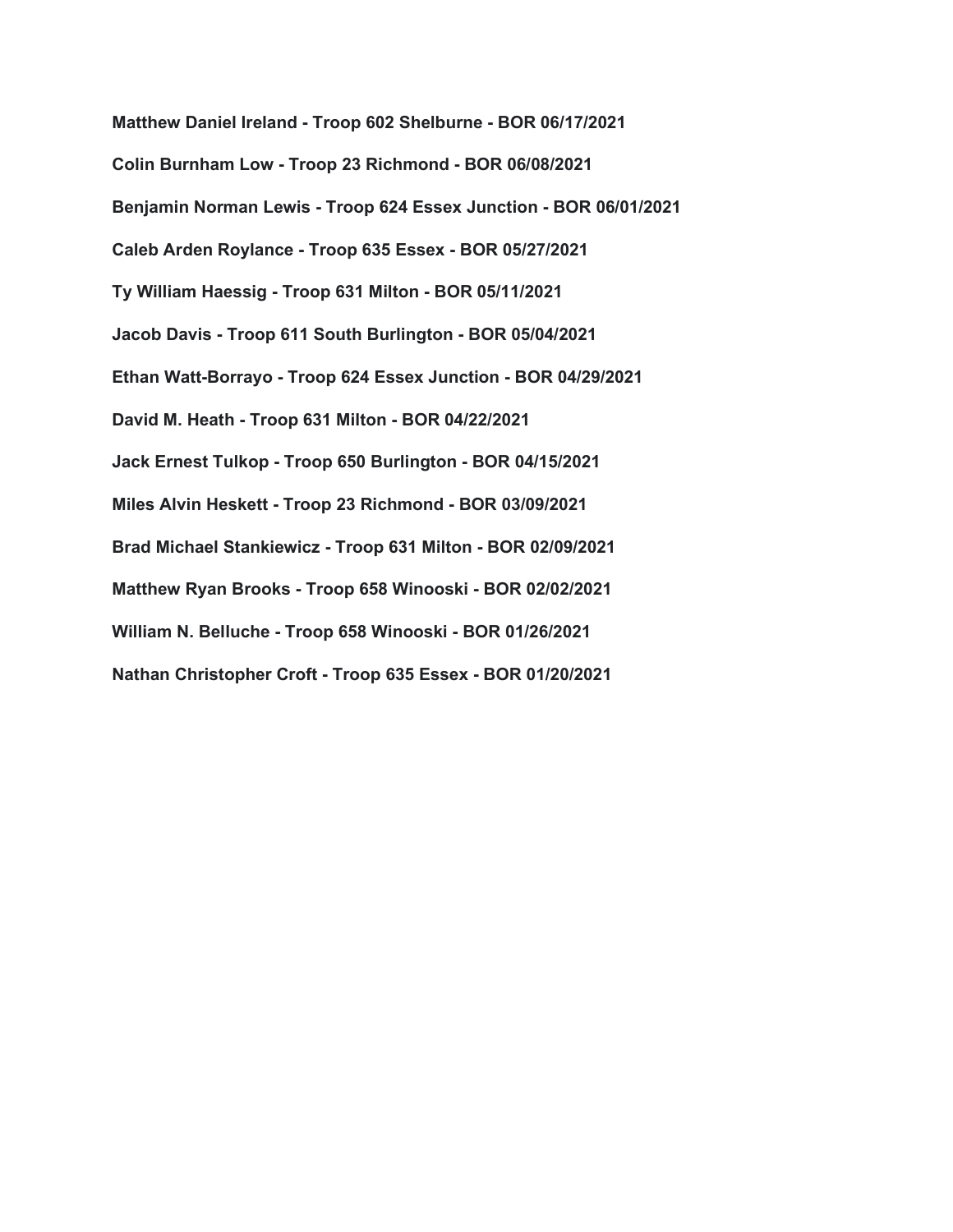**Matthew Daniel Ireland - Troop 602 Shelburne - BOR 06/17/2021**

**Colin Burnham Low - Troop 23 Richmond - BOR 06/08/2021**

**Benjamin Norman Lewis - Troop 624 Essex Junction - BOR 06/01/2021**

**Caleb Arden Roylance - Troop 635 Essex - BOR 05/27/2021**

**Ty William Haessig - Troop 631 Milton - BOR 05/11/2021**

**Jacob Davis - Troop 611 South Burlington - BOR 05/04/2021**

**Ethan Watt-Borrayo - Troop 624 Essex Junction - BOR 04/29/2021**

**David M. Heath - Troop 631 Milton - BOR 04/22/2021**

**Jack Ernest Tulkop - Troop 650 Burlington - BOR 04/15/2021**

**Miles Alvin Heskett - Troop 23 Richmond - BOR 03/09/2021**

**Brad Michael Stankiewicz - Troop 631 Milton - BOR 02/09/2021**

**Matthew Ryan Brooks - Troop 658 Winooski - BOR 02/02/2021**

**William N. Belluche - Troop 658 Winooski - BOR 01/26/2021**

**Nathan Christopher Croft - Troop 635 Essex - BOR 01/20/2021**